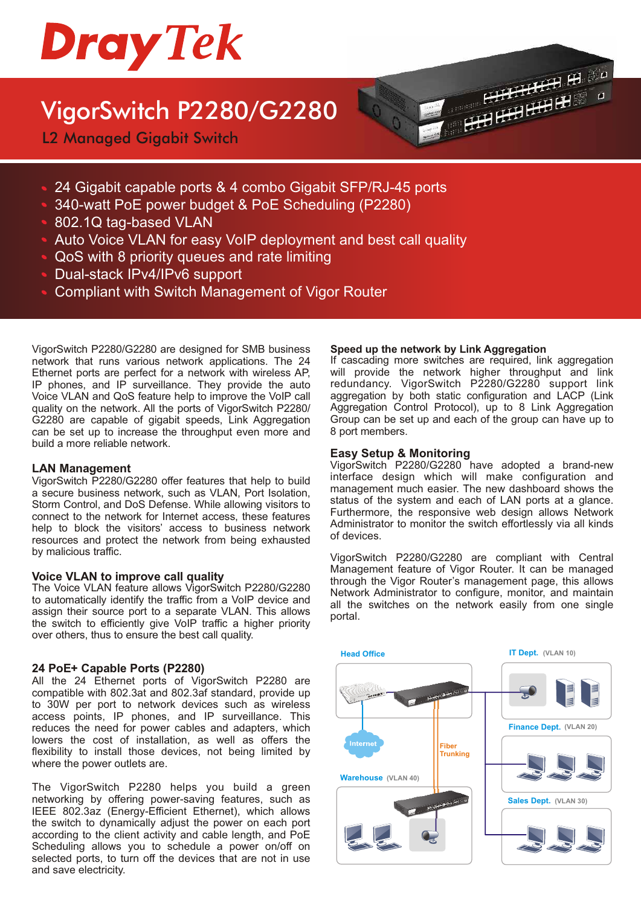# DrayTek

# VigorSwitch P2280/G2280

## L2 Managed Gigabit Switch

- 24 Gigabit capable ports & 4 combo Gigabit SFP/RJ-45 ports
- 340-watt PoE power budget & PoE Scheduling (P2280)
- 802.1Q tag-based VLAN
- Auto Voice VLAN for easy VoIP deployment and best call quality
- QoS with 8 priority queues and rate limiting
- Dual-stack IPv4/IPv6 support
- Compliant with Switch Management of Vigor Router

VigorSwitch P2280/G2280 are designed for SMB business network that runs various network applications. The 24 Ethernet ports are perfect for a network with wireless AP, IP phones, and IP surveillance. They provide the auto Voice VLAN and QoS feature help to improve the VoIP call quality on the network. All the ports of VigorSwitch P2280/ G2280 are capable of gigabit speeds, Link Aggregation can be set up to increase the throughput even more and build a more reliable network.

### LAN Management

VigorSwitch P2280/G2280 offer features that help to build a secure business network, such as VLAN, Port Isolation, Storm Control, and DoS Defense. While allowing visitors to connect to the network for Internet access, these features help to block the visitors' access to business network resources and protect the network from being exhausted by malicious traffic.

### Voice VLAN to improve call quality

The Voice VLAN feature allows VigorSwitch P2280/G2280 to automatically identify the traffic from a VoIP device and assign their source port to a separate VLAN. This allows the switch to efficiently give VoIP traffic a higher priority over others, thus to ensure the best call quality.

### 24 PoE+ Capable Ports (P2280)

All the 24 Ethernet ports of VigorSwitch P2280 are compatible with 802.3at and 802.3af standard, provide up to 30W per port to network devices such as wireless access points, IP phones, and IP surveillance. This reduces the need for power cables and adapters, which lowers the cost of installation, as well as offers the flexibility to install those devices, not being limited by where the power outlets are.

The VigorSwitch P2280 helps you build a green networking by offering power-saving features, such as IEEE 802.3az (Energy-Efficient Ethernet), which allows the switch to dynamically adjust the power on each port according to the client activity and cable length, and PoE Scheduling allows you to schedule a power on/off on selected ports, to turn off the devices that are not in use and save electricity.

### Speed up the network by Link Aggregation

If cascading more switches are required, link aggregation will provide the network higher throughput and link redundancy. VigorSwitch P2280/G2280 support link aggregation by both static configuration and LACP (Link Aggregation Control Protocol), up to 8 Link Aggregation Group can be set up and each of the group can have up to 8 port members.

### Easy Setup & Monitoring

VigorSwitch P2280/G2280 have adopted a brand-new interface design which will make configuration and management much easier. The new dashboard shows the status of the system and each of LAN ports at a glance. Furthermore, the responsive web design allows Network Administrator to monitor the switch effortlessly via all kinds of devices.

VigorSwitch P2280/G2280 are compliant with Central Management feature of Vigor Router. It can be managed through the Vigor Router's management page, this allows Network Administrator to configure, monitor, and maintain all the switches on the network easily from one single portal.

Head Office | IT Dept. (VLAN 10) | Internet | Fiber Trunking | Finance Dept. (VLAN 20) | Warehouse (VLAN 40) | Sales Dept. (VLAN 30)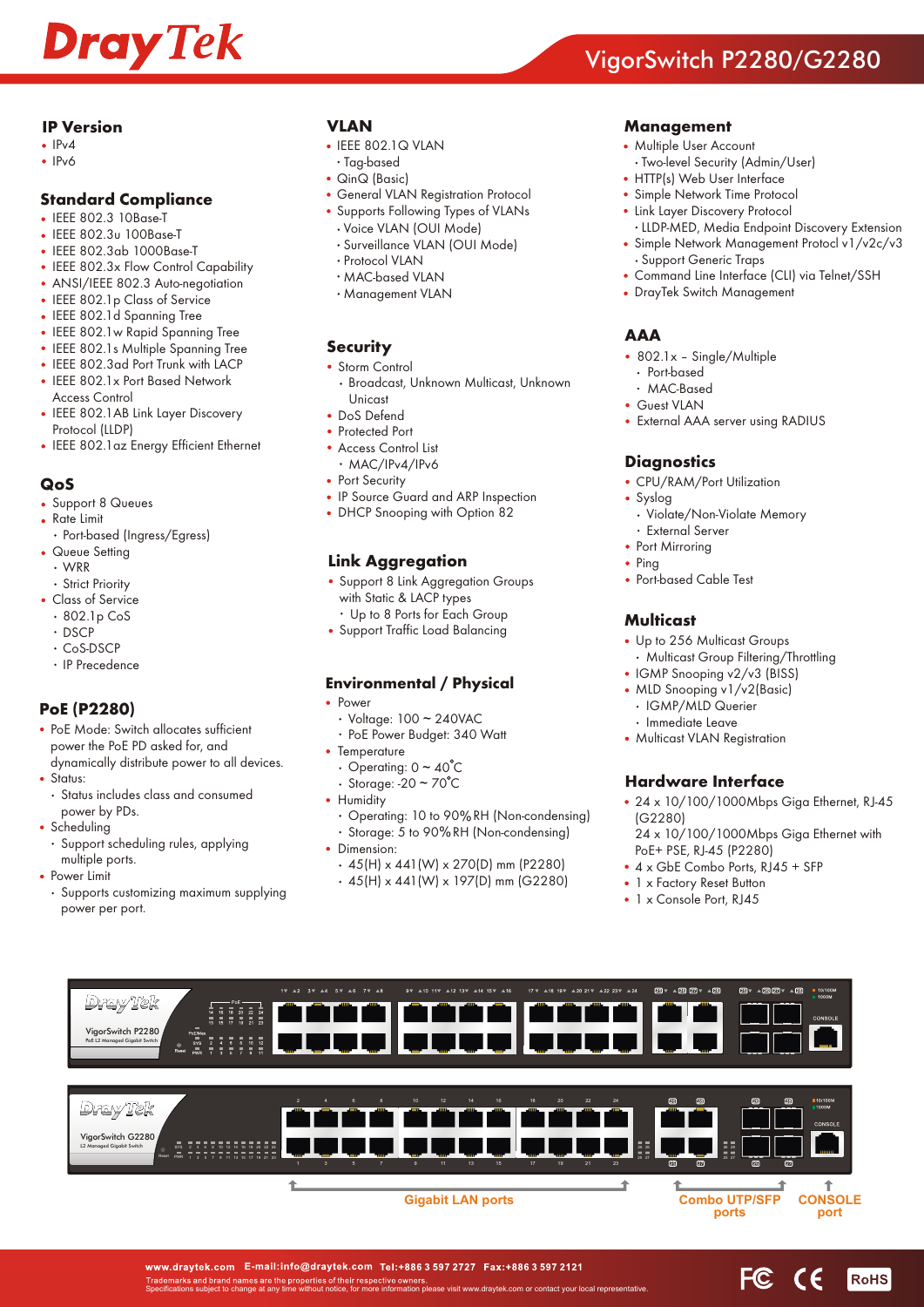# VigorSwitch P2280/G2280

## IP Version

- IPv4
- IPv6

## Standard Compliance

- IEEE 802.3 10Base-T
- IEEE 802.3u 100Base-T
- IEEE 802.3ab 1000Base-T
- IEEE 802.3x Flow Control Capability
- ANSI/IEEE 802.3 Auto-negotiation
- IEEE 802.1p Class of Service
- IEEE 802.1d Spanning Tree
- IEEE 802.1w Rapid Spanning Tree
- IEEE 802.1s Multiple Spanning Tree
- IEEE 802.3ad Port Trunk with LACP
- IEEE 802.1x Port Based Network Access Control
- IEEE 802.1AB Link Layer Discovery Protocol (LLDP)
- IEEE 802.1az Energy Efficient Ethernet

## QoS

- Support 8 Queues
- Rate Limit
  - Port-based (Ingress/Egress)
- Queue Setting
  - WRR
  - Strict Priority
- Class of Service
  - 802.1p CoS
  - DSCP
  - CoS-DSCP
  - IP Precedence

## PoE (P2280)

- PoE Mode: Switch allocates sufficient power the PoE PD asked for, and dynamically distribute power to all devices.
- Status:
  - Status includes class and consumed power by PDs.
- Scheduling
  - Support scheduling rules, applying multiple ports.
- Power Limit
  - Supports customizing maximum supplying power per port.

## VLAN

- IEEE 802.1Q VLAN
  - Tag-based
- QinQ (Basic)
- General VLAN Registration Protocol
- Supports Following Types of VLANs
  - Voice VLAN (OUI Mode)
  - Surveillance VLAN (OUI Mode)
  - Protocol VLAN
  - MAC-based VLAN
  - Management VLAN

## Security

- Storm Control
  - Broadcast, Unknown Multicast, Unknown Unicast
- DoS Defend
- Protected Port
- Access Control List
  - MAC/IPv4/IPv6
- Port Security
- IP Source Guard and ARP Inspection
- DHCP Snooping with Option 82

## Link Aggregation

- Support 8 Link Aggregation Groups with Static & LACP types
  - Up to 8 Ports for Each Group
- Support Traffic Load Balancing

## Environmental / Physical

- Power
  - Voltage: 100 ~ 240VAC
  - PoE Power Budget: 340 Watt
- Temperature
  - Operating: 0 ~ 40˚C
  - Storage: -20 ~ 70˚C
- Humidity
  - Operating: 10 to 90%RH (Non-condensing)
  - Storage: 5 to 90%RH (Non-condensing)
- Dimension:
  - 45(H) x 441(W) x 270(D) mm (P2280)
  - 45(H) x 441(W) x 197(D) mm (G2280)

## Management

- Multiple User Account
  - Two-level Security (Admin/User)
- HTTP(s) Web User Interface
- Simple Network Time Protocol
- Link Layer Discovery Protocol
  - LLDP-MED, Media Endpoint Discovery Extension
- Simple Network Management Protocl v1/v2c/v3
  - Support Generic Traps
- Command Line Interface (CLI) via Telnet/SSH
- DrayTek Switch Management

## AAA

- 802.1x – Single/Multiple
  - Port-based
  - MAC-Based
- Guest VLAN
- External AAA server using RADIUS

## Diagnostics

- CPU/RAM/Port Utilization
- Syslog
  - Violate/Non-Violate Memory
  - External Server
- Port Mirroring
- Ping
- Port-based Cable Test

## Multicast

- Up to 256 Multicast Groups
  - Multicast Group Filtering/Throttling
- IGMP Snooping v2/v3 (BISS)
- MLD Snooping v1/v2(Basic)
  - IGMP/MLD Querier
  - Immediate Leave
- Multicast VLAN Registration

## Hardware Interface

- 24 x 10/100/1000Mbps Giga Ethernet, RJ-45 (G2280)
  24 x 10/100/1000Mbps Giga Ethernet with PoE+ PSE, RJ-45 (P2280)
- 4 x GbE Combo Ports, RJ45 + SFP
- 1 x Factory Reset Button
- 1 x Console Port, RJ45

Gigabit LAN ports

Combo UTP/SFP ports

CONSOLE port

www.draytek.com E-mail:info@draytek.com Tel:+886 3 597 2727 Fax:+886 3 597 2121

Trademarks and brand names are the properties of their respective owners.
Specifications subject to change at any time without notice, for more information please visit www.draytek.com or contact your local representative.